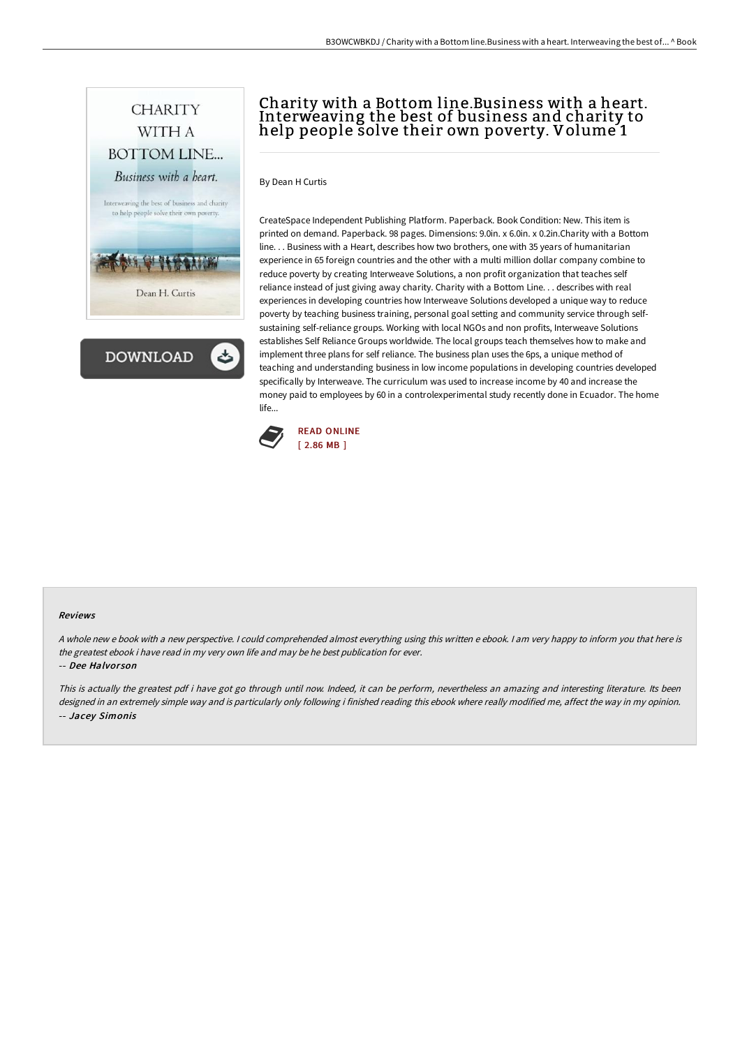# Charity with a Bottom line.Business with a heart. Interweaving the best of business and charity to help people solve their own poverty. Volume 1

By Dean H Curtis

CreateSpace Independent Publishing Platform. Paperback. Book Condition: New. This item is printed on demand. Paperback. 98 pages. Dimensions: 9.0in. x 6.0in. x 0.2in.Charity with a Bottom line. . . Business with a Heart, describes how two brothers, one with 35 years of humanitarian experience in 65 foreign countries and the other with a multi million dollar company combine to reduce poverty by creating Interweave Solutions, a non profit organization that teaches self reliance instead of just giving away charity. Charity with a Bottom Line. . . describes with real experiences in developing countries how Interweave Solutions developed a unique way to reduce poverty by teaching business training, personal goal setting and community service through self-sustaining self-reliance groups. Working with local NGOs and non profits, Interweave Solutions establishes Self Reliance Groups worldwide. The local groups teach themselves how to make and implement three plans for self reliance. The business plan uses the 6ps, a unique method of teaching and understanding business in low income populations in developing countries developed specifically by Interweave. The curriculum was used to increase income by 40 and increase the money paid to employees by 60 in a controlexperimental study recently done in Ecuador. The home life...

READ ONLINE
[ 2.86 MB ]

#### Reviews

*A whole new e book with a new perspective. I could comprehended almost everything using this written e ebook. I am very happy to inform you that here is the greatest ebook i have read in my very own life and may be he best publication for ever.*

-- ***Dee Halvorson***

*This is actually the greatest pdf i have got go through until now. Indeed, it can be perform, nevertheless an amazing and interesting literature. Its been designed in an extremely simple way and is particularly only following i finished reading this ebook where really modified me, affect the way in my opinion.*

-- ***Jacey Simonis***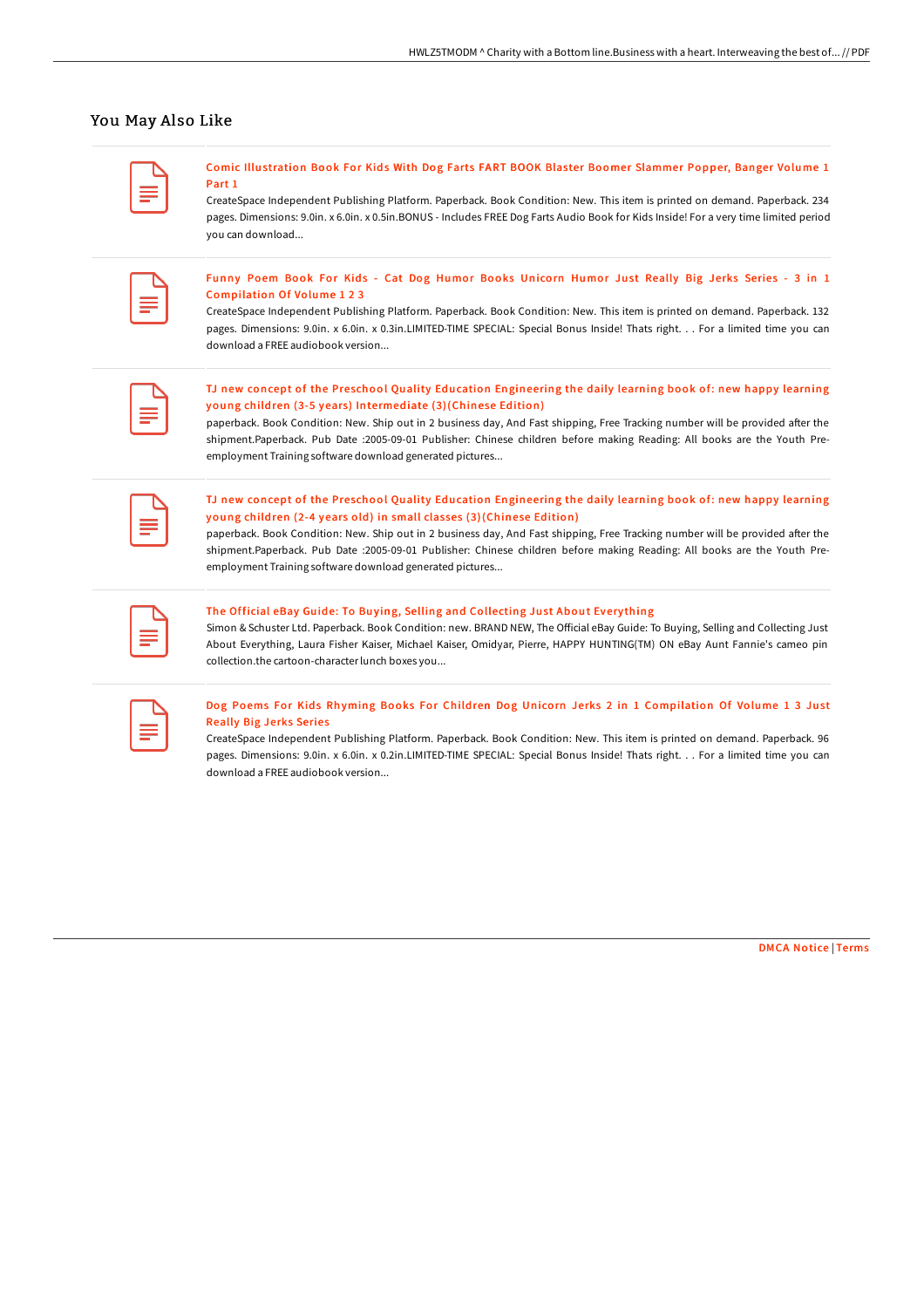## You May Also Like

**Comic Illustration Book For Kids With Dog Farts FART BOOK Blaster Boomer Slammer Popper, Banger Volume 1 Part 1**

CreateSpace Independent Publishing Platform. Paperback. Book Condition: New. This item is printed on demand. Paperback. 234 pages. Dimensions: 9.0in. x 6.0in. x 0.5in.BONUS - Includes FREE Dog Farts Audio Book for Kids Inside! For a very time limited period you can download...

**Funny Poem Book For Kids - Cat Dog Humor Books Unicorn Humor Just Really Big Jerks Series - 3 in 1 Compilation Of Volume 1 2 3**

CreateSpace Independent Publishing Platform. Paperback. Book Condition: New. This item is printed on demand. Paperback. 132 pages. Dimensions: 9.0in. x 6.0in. x 0.3in.LIMITED-TIME SPECIAL: Special Bonus Inside! Thats right. . . For a limited time you can download a FREE audiobook version...

**TJ new concept of the Preschool Quality Education Engineering the daily learning book of: new happy learning young children (3-5 years) Intermediate (3)(Chinese Edition)**

paperback. Book Condition: New. Ship out in 2 business day, And Fast shipping, Free Tracking number will be provided after the shipment.Paperback. Pub Date :2005-09-01 Publisher: Chinese children before making Reading: All books are the Youth Pre-employment Training software download generated pictures...

**TJ new concept of the Preschool Quality Education Engineering the daily learning book of: new happy learning young children (2-4 years old) in small classes (3)(Chinese Edition)**

paperback. Book Condition: New. Ship out in 2 business day, And Fast shipping, Free Tracking number will be provided after the shipment.Paperback. Pub Date :2005-09-01 Publisher: Chinese children before making Reading: All books are the Youth Pre-employment Training software download generated pictures...

**The Official eBay Guide: To Buying, Selling and Collecting Just About Everything**

Simon & Schuster Ltd. Paperback. Book Condition: new. BRAND NEW, The Official eBay Guide: To Buying, Selling and Collecting Just About Everything, Laura Fisher Kaiser, Michael Kaiser, Omidyar, Pierre, HAPPY HUNTING(TM) ON eBay Aunt Fannie's cameo pin collection.the cartoon-character lunch boxes you...

**Dog Poems For Kids Rhyming Books For Children Dog Unicorn Jerks 2 in 1 Compilation Of Volume 1 3 Just Really Big Jerks Series**

CreateSpace Independent Publishing Platform. Paperback. Book Condition: New. This item is printed on demand. Paperback. 96 pages. Dimensions: 9.0in. x 6.0in. x 0.2in.LIMITED-TIME SPECIAL: Special Bonus Inside! Thats right. . . For a limited time you can download a FREE audiobook version...